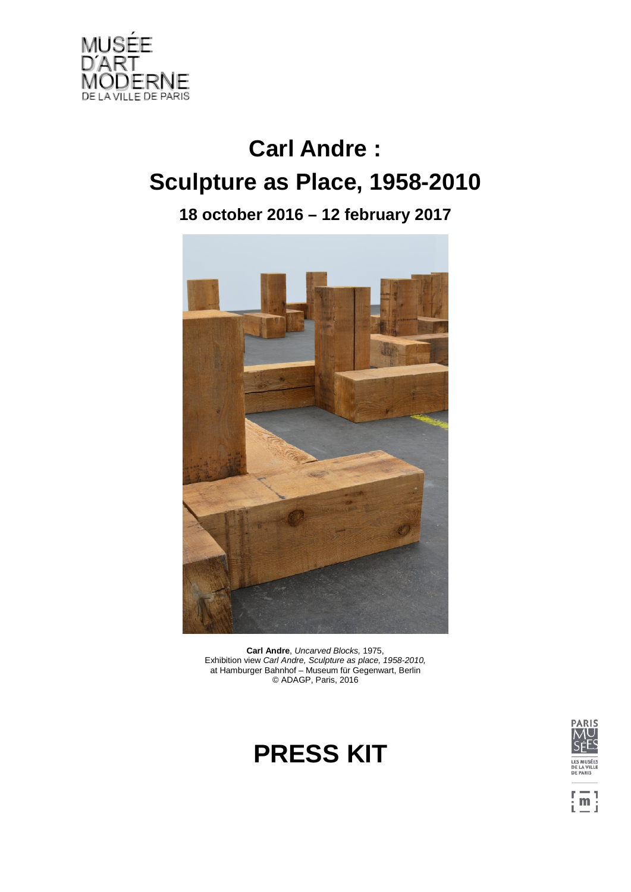MUSÉE D'ART MODERNE DE LA VILLE DE PARIS

# Carl Andre : Sculpture as Place, 1958-2010

## 18 october 2016 – 12 february 2017

**Carl Andre**, *Uncarved Blocks,* 1975,
Exhibition view *Carl Andre, Sculpture as place, 1958-2010,*
at Hamburger Bahnhof – Museum für Gegenwart, Berlin
© ADAGP, Paris, 2016

# PRESS KIT

PARIS MUSÉES
LES MUSÉES DE LA VILLE DE PARIS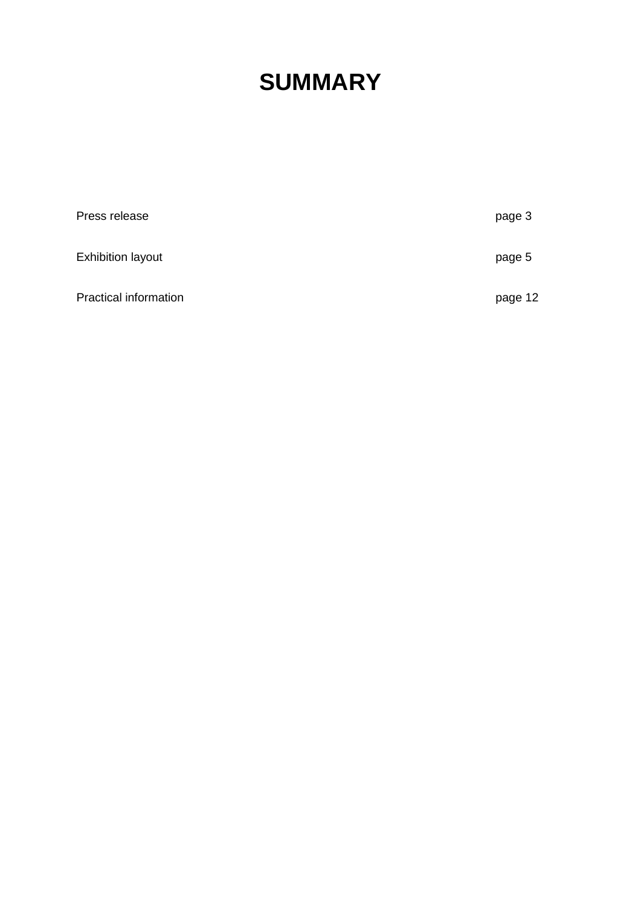# SUMMARY

| | |
|---|---|
| Press release | page 3 |
| Exhibition layout | page 5 |
| Practical information | page 12 |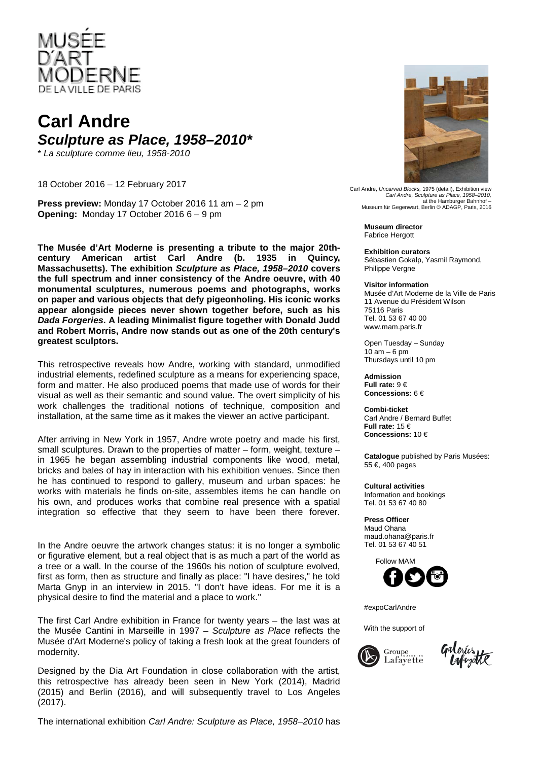MUSÉE D'ART MODERNE DE LA VILLE DE PARIS

# Carl Andre

## *Sculpture as Place, 1958–2010**

\* *La sculpture comme lieu, 1958-2010*

18 October 2016 – 12 February 2017

**Press preview:** Monday 17 October 2016 11 am – 2 pm
**Opening:** Monday 17 October 2016 6 – 9 pm

**The Musée d'Art Moderne is presenting a tribute to the major 20th-century American artist Carl Andre (b. 1935 in Quincy, Massachusetts). The exhibition *Sculpture as Place, 1958–2010* covers the full spectrum and inner consistency of the Andre oeuvre, with 40 monumental sculptures, numerous poems and photographs, works on paper and various objects that defy pigeonholing. His iconic works appear alongside pieces never shown together before, such as his *Dada Forgeries*. A leading Minimalist figure together with Donald Judd and Robert Morris, Andre now stands out as one of the 20th century's greatest sculptors.**

This retrospective reveals how Andre, working with standard, unmodified industrial elements, redefined sculpture as a means for experiencing space, form and matter. He also produced poems that made use of words for their visual as well as their semantic and sound value. The overt simplicity of his work challenges the traditional notions of technique, composition and installation, at the same time as it makes the viewer an active participant.

After arriving in New York in 1957, Andre wrote poetry and made his first, small sculptures. Drawn to the properties of matter – form, weight, texture – in 1965 he began assembling industrial components like wood, metal, bricks and bales of hay in interaction with his exhibition venues. Since then he has continued to respond to gallery, museum and urban spaces: he works with materials he finds on-site, assembles items he can handle on his own, and produces works that combine real presence with a spatial integration so effective that they seem to have been there forever.

In the Andre oeuvre the artwork changes status: it is no longer a symbolic or figurative element, but a real object that is as much a part of the world as a tree or a wall. In the course of the 1960s his notion of sculpture evolved, first as form, then as structure and finally as place: "I have desires," he told Marta Gnyp in an interview in 2015. "I don't have ideas. For me it is a physical desire to find the material and a place to work."

The first Carl Andre exhibition in France for twenty years – the last was at the Musée Cantini in Marseille in 1997 – *Sculpture as Place* reflects the Musée d'Art Moderne's policy of taking a fresh look at the great founders of modernity.

Designed by the Dia Art Foundation in close collaboration with the artist, this retrospective has already been seen in New York (2014), Madrid (2015) and Berlin (2016), and will subsequently travel to Los Angeles (2017).

The international exhibition *Carl Andre: Sculpture as Place, 1958–2010* has

Carl Andre, *Uncarved Blocks*, 1975 (detail), Exhibition view *Carl Andre, Sculpture as Place, 1958–2010,* at the Hamburger Bahnhof – Museum für Gegenwart, Berlin © ADAGP, Paris, 2016

**Museum director**
Fabrice Hergott

**Exhibition curators**
Sébastien Gokalp, Yasmil Raymond, Philippe Vergne

**Visitor information**
Musée d'Art Moderne de la Ville de Paris
11 Avenue du Président Wilson
75116 Paris
Tel. 01 53 67 40 00
www.mam.paris.fr

Open Tuesday – Sunday
10 am – 6 pm
Thursdays until 10 pm

**Admission**
**Full rate:** 9 €
**Concessions:** 6 €

**Combi-ticket**
Carl Andre / Bernard Buffet
**Full rate:** 15 €
**Concessions:** 10 €

**Catalogue** published by Paris Musées: 55 €, 400 pages

**Cultural activities**
Information and bookings
Tel. 01 53 67 40 80

**Press Officer**
Maud Ohana
maud.ohana@paris.fr
Tel. 01 53 67 40 51

Follow MAM

#expoCarlAndre

With the support of

Groupe Galeries Lafayette

Galeries Lafayette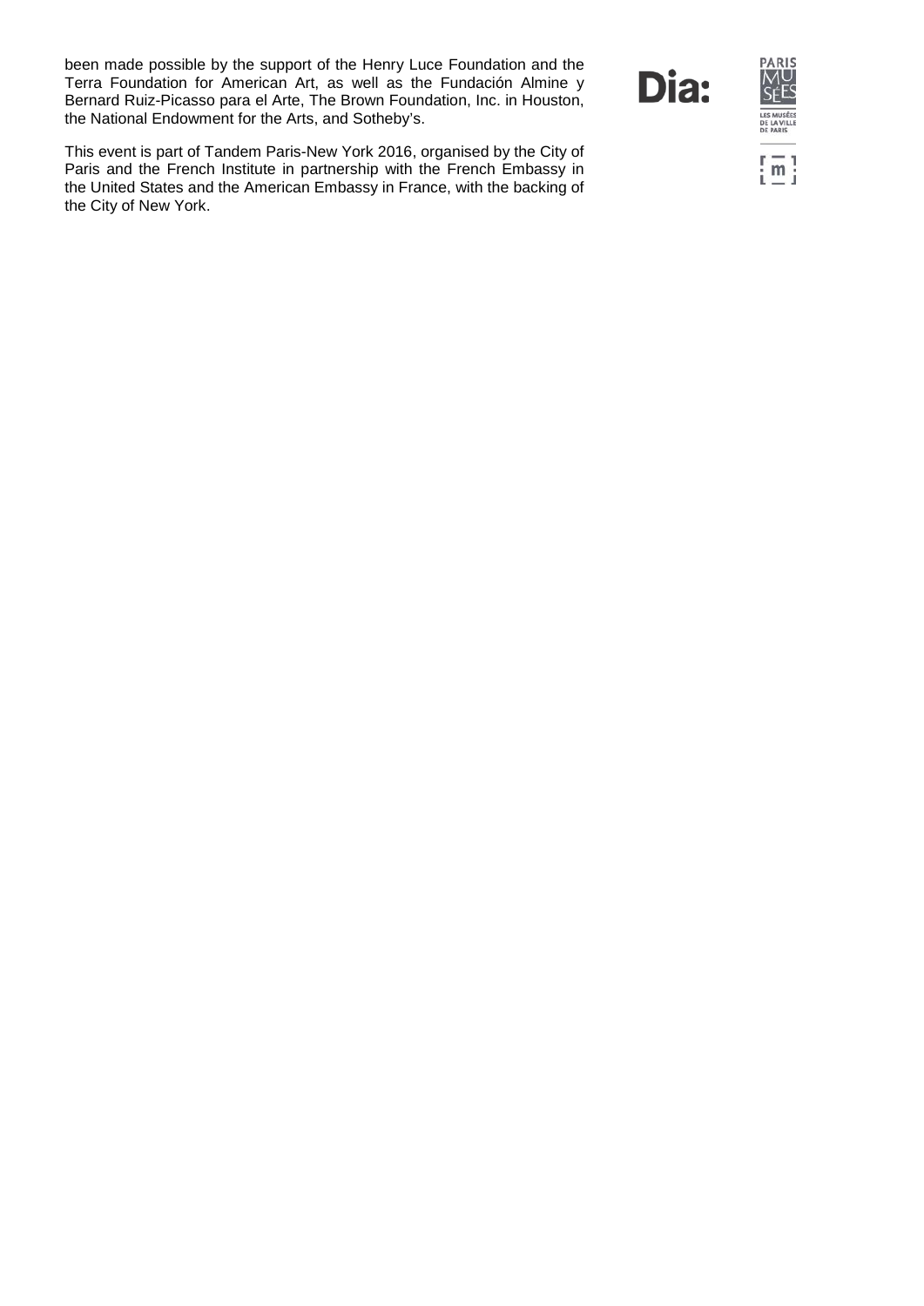been made possible by the support of the Henry Luce Foundation and the Terra Foundation for American Art, as well as the Fundación Almine y Bernard Ruiz-Picasso para el Arte, The Brown Foundation, Inc. in Houston, the National Endowment for the Arts, and Sotheby's.

This event is part of Tandem Paris-New York 2016, organised by the City of Paris and the French Institute in partnership with the French Embassy in the United States and the American Embassy in France, with the backing of the City of New York.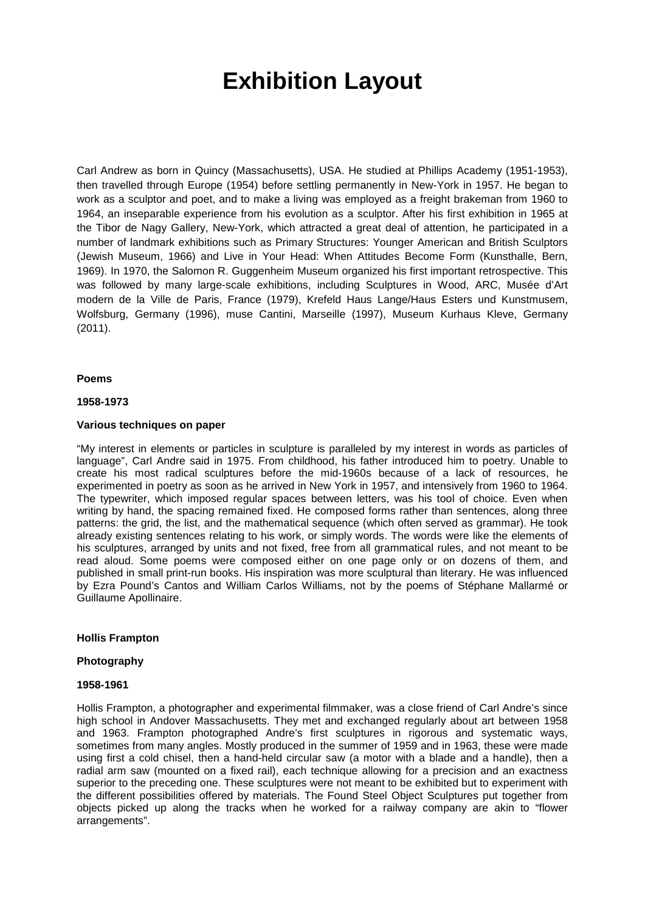# Exhibition Layout

Carl Andrew as born in Quincy (Massachusetts), USA. He studied at Phillips Academy (1951-1953), then travelled through Europe (1954) before settling permanently in New-York in 1957. He began to work as a sculptor and poet, and to make a living was employed as a freight brakeman from 1960 to 1964, an inseparable experience from his evolution as a sculptor. After his first exhibition in 1965 at the Tibor de Nagy Gallery, New-York, which attracted a great deal of attention, he participated in a number of landmark exhibitions such as Primary Structures: Younger American and British Sculptors (Jewish Museum, 1966) and Live in Your Head: When Attitudes Become Form (Kunsthalle, Bern, 1969). In 1970, the Salomon R. Guggenheim Museum organized his first important retrospective. This was followed by many large-scale exhibitions, including Sculptures in Wood, ARC, Musée d'Art modern de la Ville de Paris, France (1979), Krefeld Haus Lange/Haus Esters und Kunstmusem, Wolfsburg, Germany (1996), muse Cantini, Marseille (1997), Museum Kurhaus Kleve, Germany (2011).

**Poems**

**1958-1973**

**Various techniques on paper**

"My interest in elements or particles in sculpture is paralleled by my interest in words as particles of language", Carl Andre said in 1975. From childhood, his father introduced him to poetry. Unable to create his most radical sculptures before the mid-1960s because of a lack of resources, he experimented in poetry as soon as he arrived in New York in 1957, and intensively from 1960 to 1964. The typewriter, which imposed regular spaces between letters, was his tool of choice. Even when writing by hand, the spacing remained fixed. He composed forms rather than sentences, along three patterns: the grid, the list, and the mathematical sequence (which often served as grammar). He took already existing sentences relating to his work, or simply words. The words were like the elements of his sculptures, arranged by units and not fixed, free from all grammatical rules, and not meant to be read aloud. Some poems were composed either on one page only or on dozens of them, and published in small print-run books. His inspiration was more sculptural than literary. He was influenced by Ezra Pound's Cantos and William Carlos Williams, not by the poems of Stéphane Mallarmé or Guillaume Apollinaire.

**Hollis Frampton**

**Photography**

**1958-1961**

Hollis Frampton, a photographer and experimental filmmaker, was a close friend of Carl Andre's since high school in Andover Massachusetts. They met and exchanged regularly about art between 1958 and 1963. Frampton photographed Andre's first sculptures in rigorous and systematic ways, sometimes from many angles. Mostly produced in the summer of 1959 and in 1963, these were made using first a cold chisel, then a hand-held circular saw (a motor with a blade and a handle), then a radial arm saw (mounted on a fixed rail), each technique allowing for a precision and an exactness superior to the preceding one. These sculptures were not meant to be exhibited but to experiment with the different possibilities offered by materials. The Found Steel Object Sculptures put together from objects picked up along the tracks when he worked for a railway company are akin to "flower arrangements".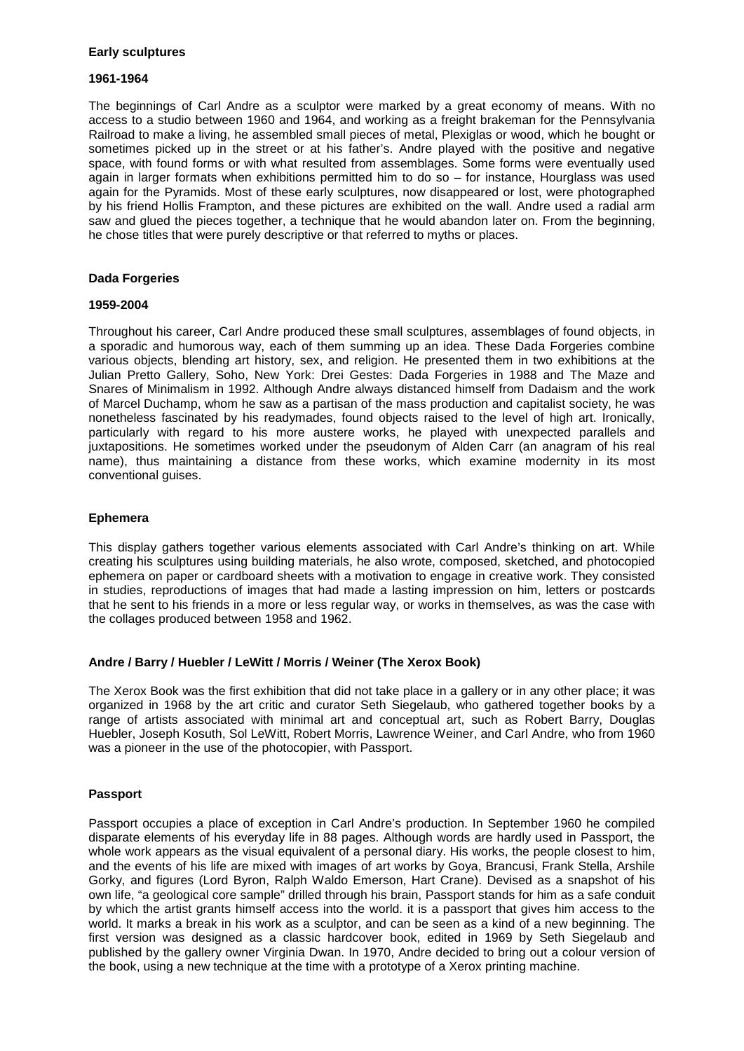## Early sculptures

### 1961-1964

The beginnings of Carl Andre as a sculptor were marked by a great economy of means. With no access to a studio between 1960 and 1964, and working as a freight brakeman for the Pennsylvania Railroad to make a living, he assembled small pieces of metal, Plexiglas or wood, which he bought or sometimes picked up in the street or at his father's. Andre played with the positive and negative space, with found forms or with what resulted from assemblages. Some forms were eventually used again in larger formats when exhibitions permitted him to do so – for instance, Hourglass was used again for the Pyramids. Most of these early sculptures, now disappeared or lost, were photographed by his friend Hollis Frampton, and these pictures are exhibited on the wall. Andre used a radial arm saw and glued the pieces together, a technique that he would abandon later on. From the beginning, he chose titles that were purely descriptive or that referred to myths or places.

## Dada Forgeries

### 1959-2004

Throughout his career, Carl Andre produced these small sculptures, assemblages of found objects, in a sporadic and humorous way, each of them summing up an idea. These Dada Forgeries combine various objects, blending art history, sex, and religion. He presented them in two exhibitions at the Julian Pretto Gallery, Soho, New York: Drei Gestes: Dada Forgeries in 1988 and The Maze and Snares of Minimalism in 1992. Although Andre always distanced himself from Dadaism and the work of Marcel Duchamp, whom he saw as a partisan of the mass production and capitalist society, he was nonetheless fascinated by his readymades, found objects raised to the level of high art. Ironically, particularly with regard to his more austere works, he played with unexpected parallels and juxtapositions. He sometimes worked under the pseudonym of Alden Carr (an anagram of his real name), thus maintaining a distance from these works, which examine modernity in its most conventional guises.

## Ephemera

This display gathers together various elements associated with Carl Andre's thinking on art. While creating his sculptures using building materials, he also wrote, composed, sketched, and photocopied ephemera on paper or cardboard sheets with a motivation to engage in creative work. They consisted in studies, reproductions of images that had made a lasting impression on him, letters or postcards that he sent to his friends in a more or less regular way, or works in themselves, as was the case with the collages produced between 1958 and 1962.

## Andre / Barry / Huebler / LeWitt / Morris / Weiner (The Xerox Book)

The Xerox Book was the first exhibition that did not take place in a gallery or in any other place; it was organized in 1968 by the art critic and curator Seth Siegelaub, who gathered together books by a range of artists associated with minimal art and conceptual art, such as Robert Barry, Douglas Huebler, Joseph Kosuth, Sol LeWitt, Robert Morris, Lawrence Weiner, and Carl Andre, who from 1960 was a pioneer in the use of the photocopier, with Passport.

## Passport

Passport occupies a place of exception in Carl Andre's production. In September 1960 he compiled disparate elements of his everyday life in 88 pages. Although words are hardly used in Passport, the whole work appears as the visual equivalent of a personal diary. His works, the people closest to him, and the events of his life are mixed with images of art works by Goya, Brancusi, Frank Stella, Arshile Gorky, and figures (Lord Byron, Ralph Waldo Emerson, Hart Crane). Devised as a snapshot of his own life, "a geological core sample" drilled through his brain, Passport stands for him as a safe conduit by which the artist grants himself access into the world. it is a passport that gives him access to the world. It marks a break in his work as a sculptor, and can be seen as a kind of a new beginning. The first version was designed as a classic hardcover book, edited in 1969 by Seth Siegelaub and published by the gallery owner Virginia Dwan. In 1970, Andre decided to bring out a colour version of the book, using a new technique at the time with a prototype of a Xerox printing machine.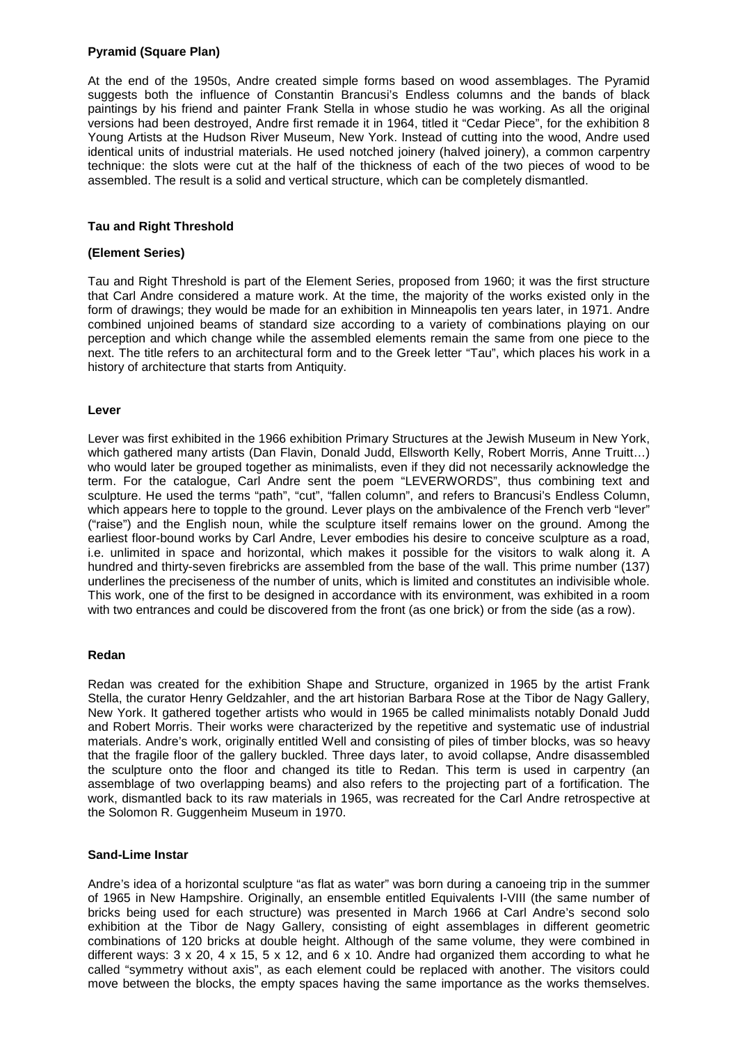### Pyramid (Square Plan)

At the end of the 1950s, Andre created simple forms based on wood assemblages. The Pyramid suggests both the influence of Constantin Brancusi's Endless columns and the bands of black paintings by his friend and painter Frank Stella in whose studio he was working. As all the original versions had been destroyed, Andre first remade it in 1964, titled it "Cedar Piece", for the exhibition 8 Young Artists at the Hudson River Museum, New York. Instead of cutting into the wood, Andre used identical units of industrial materials. He used notched joinery (halved joinery), a common carpentry technique: the slots were cut at the half of the thickness of each of the two pieces of wood to be assembled. The result is a solid and vertical structure, which can be completely dismantled.

### Tau and Right Threshold

### (Element Series)

Tau and Right Threshold is part of the Element Series, proposed from 1960; it was the first structure that Carl Andre considered a mature work. At the time, the majority of the works existed only in the form of drawings; they would be made for an exhibition in Minneapolis ten years later, in 1971. Andre combined unjoined beams of standard size according to a variety of combinations playing on our perception and which change while the assembled elements remain the same from one piece to the next. The title refers to an architectural form and to the Greek letter "Tau", which places his work in a history of architecture that starts from Antiquity.

### Lever

Lever was first exhibited in the 1966 exhibition Primary Structures at the Jewish Museum in New York, which gathered many artists (Dan Flavin, Donald Judd, Ellsworth Kelly, Robert Morris, Anne Truitt…) who would later be grouped together as minimalists, even if they did not necessarily acknowledge the term. For the catalogue, Carl Andre sent the poem "LEVERWORDS", thus combining text and sculpture. He used the terms "path", "cut", "fallen column", and refers to Brancusi's Endless Column, which appears here to topple to the ground. Lever plays on the ambivalence of the French verb "lever" ("raise") and the English noun, while the sculpture itself remains lower on the ground. Among the earliest floor-bound works by Carl Andre, Lever embodies his desire to conceive sculpture as a road, i.e. unlimited in space and horizontal, which makes it possible for the visitors to walk along it. A hundred and thirty-seven firebricks are assembled from the base of the wall. This prime number (137) underlines the preciseness of the number of units, which is limited and constitutes an indivisible whole. This work, one of the first to be designed in accordance with its environment, was exhibited in a room with two entrances and could be discovered from the front (as one brick) or from the side (as a row).

### Redan

Redan was created for the exhibition Shape and Structure, organized in 1965 by the artist Frank Stella, the curator Henry Geldzahler, and the art historian Barbara Rose at the Tibor de Nagy Gallery, New York. It gathered together artists who would in 1965 be called minimalists notably Donald Judd and Robert Morris. Their works were characterized by the repetitive and systematic use of industrial materials. Andre's work, originally entitled Well and consisting of piles of timber blocks, was so heavy that the fragile floor of the gallery buckled. Three days later, to avoid collapse, Andre disassembled the sculpture onto the floor and changed its title to Redan. This term is used in carpentry (an assemblage of two overlapping beams) and also refers to the projecting part of a fortification. The work, dismantled back to its raw materials in 1965, was recreated for the Carl Andre retrospective at the Solomon R. Guggenheim Museum in 1970.

### Sand-Lime Instar

Andre's idea of a horizontal sculpture "as flat as water" was born during a canoeing trip in the summer of 1965 in New Hampshire. Originally, an ensemble entitled Equivalents I-VIII (the same number of bricks being used for each structure) was presented in March 1966 at Carl Andre's second solo exhibition at the Tibor de Nagy Gallery, consisting of eight assemblages in different geometric combinations of 120 bricks at double height. Although of the same volume, they were combined in different ways: 3 x 20, 4 x 15, 5 x 12, and 6 x 10. Andre had organized them according to what he called "symmetry without axis", as each element could be replaced with another. The visitors could move between the blocks, the empty spaces having the same importance as the works themselves.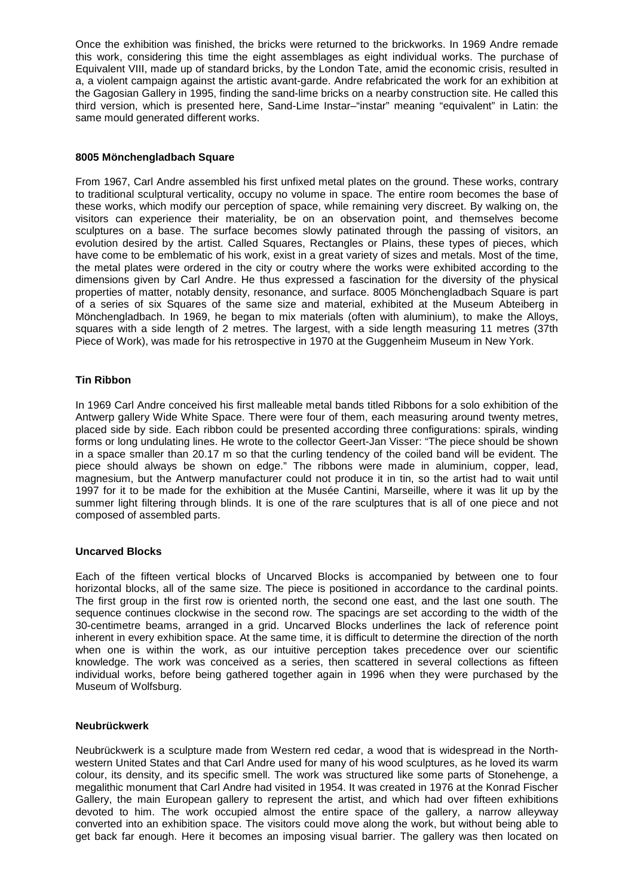Once the exhibition was finished, the bricks were returned to the brickworks. In 1969 Andre remade this work, considering this time the eight assemblages as eight individual works. The purchase of Equivalent VIII, made up of standard bricks, by the London Tate, amid the economic crisis, resulted in a, a violent campaign against the artistic avant-garde. Andre refabricated the work for an exhibition at the Gagosian Gallery in 1995, finding the sand-lime bricks on a nearby construction site. He called this third version, which is presented here, Sand-Lime Instar–"instar" meaning "equivalent" in Latin: the same mould generated different works.

### 8005 Mönchengladbach Square

From 1967, Carl Andre assembled his first unfixed metal plates on the ground. These works, contrary to traditional sculptural verticality, occupy no volume in space. The entire room becomes the base of these works, which modify our perception of space, while remaining very discreet. By walking on, the visitors can experience their materiality, be on an observation point, and themselves become sculptures on a base. The surface becomes slowly patinated through the passing of visitors, an evolution desired by the artist. Called Squares, Rectangles or Plains, these types of pieces, which have come to be emblematic of his work, exist in a great variety of sizes and metals. Most of the time, the metal plates were ordered in the city or coutry where the works were exhibited according to the dimensions given by Carl Andre. He thus expressed a fascination for the diversity of the physical properties of matter, notably density, resonance, and surface. 8005 Mönchengladbach Square is part of a series of six Squares of the same size and material, exhibited at the Museum Abteiberg in Mönchengladbach. In 1969, he began to mix materials (often with aluminium), to make the Alloys, squares with a side length of 2 metres. The largest, with a side length measuring 11 metres (37th Piece of Work), was made for his retrospective in 1970 at the Guggenheim Museum in New York.

### Tin Ribbon

In 1969 Carl Andre conceived his first malleable metal bands titled Ribbons for a solo exhibition of the Antwerp gallery Wide White Space. There were four of them, each measuring around twenty metres, placed side by side. Each ribbon could be presented according three configurations: spirals, winding forms or long undulating lines. He wrote to the collector Geert-Jan Visser: "The piece should be shown in a space smaller than 20.17 m so that the curling tendency of the coiled band will be evident. The piece should always be shown on edge." The ribbons were made in aluminium, copper, lead, magnesium, but the Antwerp manufacturer could not produce it in tin, so the artist had to wait until 1997 for it to be made for the exhibition at the Musée Cantini, Marseille, where it was lit up by the summer light filtering through blinds. It is one of the rare sculptures that is all of one piece and not composed of assembled parts.

### Uncarved Blocks

Each of the fifteen vertical blocks of Uncarved Blocks is accompanied by between one to four horizontal blocks, all of the same size. The piece is positioned in accordance to the cardinal points. The first group in the first row is oriented north, the second one east, and the last one south. The sequence continues clockwise in the second row. The spacings are set according to the width of the 30-centimetre beams, arranged in a grid. Uncarved Blocks underlines the lack of reference point inherent in every exhibition space. At the same time, it is difficult to determine the direction of the north when one is within the work, as our intuitive perception takes precedence over our scientific knowledge. The work was conceived as a series, then scattered in several collections as fifteen individual works, before being gathered together again in 1996 when they were purchased by the Museum of Wolfsburg.

### Neubrückwerk

Neubrückwerk is a sculpture made from Western red cedar, a wood that is widespread in the North-western United States and that Carl Andre used for many of his wood sculptures, as he loved its warm colour, its density, and its specific smell. The work was structured like some parts of Stonehenge, a megalithic monument that Carl Andre had visited in 1954. It was created in 1976 at the Konrad Fischer Gallery, the main European gallery to represent the artist, and which had over fifteen exhibitions devoted to him. The work occupied almost the entire space of the gallery, a narrow alleyway converted into an exhibition space. The visitors could move along the work, but without being able to get back far enough. Here it becomes an imposing visual barrier. The gallery was then located on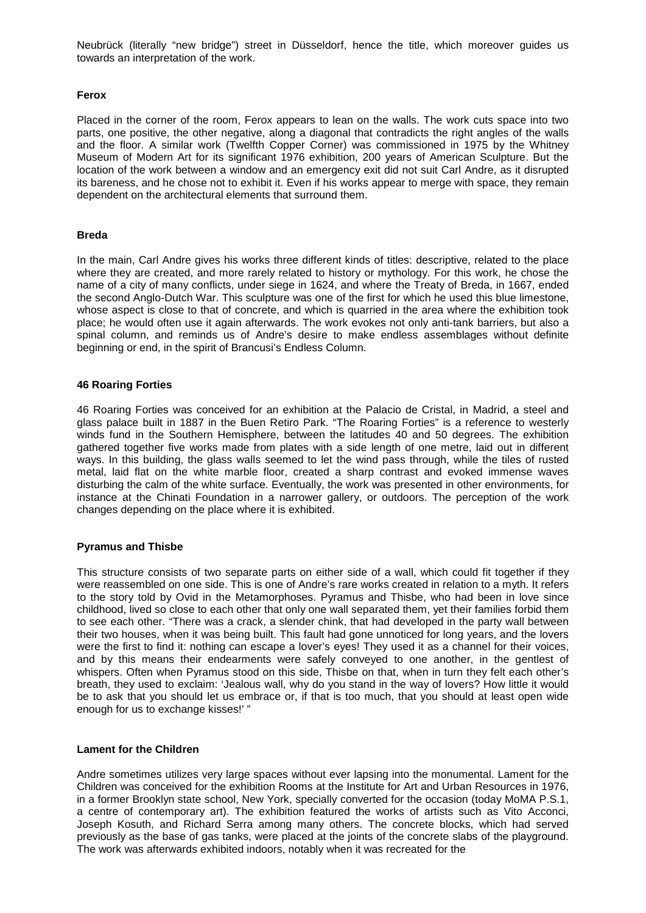Neubrück (literally "new bridge") street in Düsseldorf, hence the title, which moreover guides us towards an interpretation of the work.

### Ferox

Placed in the corner of the room, Ferox appears to lean on the walls. The work cuts space into two parts, one positive, the other negative, along a diagonal that contradicts the right angles of the walls and the floor. A similar work (Twelfth Copper Corner) was commissioned in 1975 by the Whitney Museum of Modern Art for its significant 1976 exhibition, 200 years of American Sculpture. But the location of the work between a window and an emergency exit did not suit Carl Andre, as it disrupted its bareness, and he chose not to exhibit it. Even if his works appear to merge with space, they remain dependent on the architectural elements that surround them.

### Breda

In the main, Carl Andre gives his works three different kinds of titles: descriptive, related to the place where they are created, and more rarely related to history or mythology. For this work, he chose the name of a city of many conflicts, under siege in 1624, and where the Treaty of Breda, in 1667, ended the second Anglo-Dutch War. This sculpture was one of the first for which he used this blue limestone, whose aspect is close to that of concrete, and which is quarried in the area where the exhibition took place; he would often use it again afterwards. The work evokes not only anti-tank barriers, but also a spinal column, and reminds us of Andre's desire to make endless assemblages without definite beginning or end, in the spirit of Brancusi's Endless Column.

### 46 Roaring Forties

46 Roaring Forties was conceived for an exhibition at the Palacio de Cristal, in Madrid, a steel and glass palace built in 1887 in the Buen Retiro Park. "The Roaring Forties" is a reference to westerly winds fund in the Southern Hemisphere, between the latitudes 40 and 50 degrees. The exhibition gathered together five works made from plates with a side length of one metre, laid out in different ways. In this building, the glass walls seemed to let the wind pass through, while the tiles of rusted metal, laid flat on the white marble floor, created a sharp contrast and evoked immense waves disturbing the calm of the white surface. Eventually, the work was presented in other environments, for instance at the Chinati Foundation in a narrower gallery, or outdoors. The perception of the work changes depending on the place where it is exhibited.

### Pyramus and Thisbe

This structure consists of two separate parts on either side of a wall, which could fit together if they were reassembled on one side. This is one of Andre's rare works created in relation to a myth. It refers to the story told by Ovid in the Metamorphoses. Pyramus and Thisbe, who had been in love since childhood, lived so close to each other that only one wall separated them, yet their families forbid them to see each other. "There was a crack, a slender chink, that had developed in the party wall between their two houses, when it was being built. This fault had gone unnoticed for long years, and the lovers were the first to find it: nothing can escape a lover's eyes! They used it as a channel for their voices, and by this means their endearments were safely conveyed to one another, in the gentlest of whispers. Often when Pyramus stood on this side, Thisbe on that, when in turn they felt each other's breath, they used to exclaim: 'Jealous wall, why do you stand in the way of lovers? How little it would be to ask that you should let us embrace or, if that is too much, that you should at least open wide enough for us to exchange kisses!' "

### Lament for the Children

Andre sometimes utilizes very large spaces without ever lapsing into the monumental. Lament for the Children was conceived for the exhibition Rooms at the Institute for Art and Urban Resources in 1976, in a former Brooklyn state school, New York, specially converted for the occasion (today MoMA P.S.1, a centre of contemporary art). The exhibition featured the works of artists such as Vito Acconci, Joseph Kosuth, and Richard Serra among many others. The concrete blocks, which had served previously as the base of gas tanks, were placed at the joints of the concrete slabs of the playground. The work was afterwards exhibited indoors, notably when it was recreated for the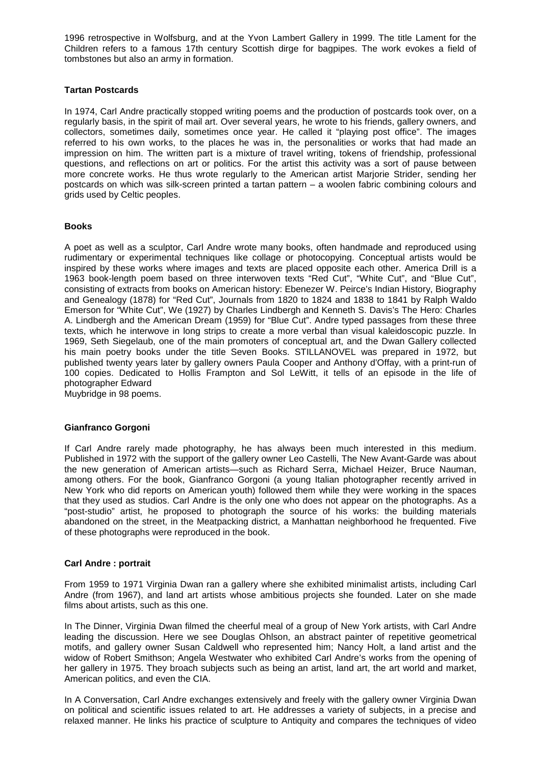1996 retrospective in Wolfsburg, and at the Yvon Lambert Gallery in 1999. The title Lament for the Children refers to a famous 17th century Scottish dirge for bagpipes. The work evokes a field of tombstones but also an army in formation.

### Tartan Postcards

In 1974, Carl Andre practically stopped writing poems and the production of postcards took over, on a regularly basis, in the spirit of mail art. Over several years, he wrote to his friends, gallery owners, and collectors, sometimes daily, sometimes once year. He called it "playing post office". The images referred to his own works, to the places he was in, the personalities or works that had made an impression on him. The written part is a mixture of travel writing, tokens of friendship, professional questions, and reflections on art or politics. For the artist this activity was a sort of pause between more concrete works. He thus wrote regularly to the American artist Marjorie Strider, sending her postcards on which was silk-screen printed a tartan pattern – a woolen fabric combining colours and grids used by Celtic peoples.

### Books

A poet as well as a sculptor, Carl Andre wrote many books, often handmade and reproduced using rudimentary or experimental techniques like collage or photocopying. Conceptual artists would be inspired by these works where images and texts are placed opposite each other. America Drill is a 1963 book-length poem based on three interwoven texts "Red Cut", "White Cut", and "Blue Cut", consisting of extracts from books on American history: Ebenezer W. Peirce's Indian History, Biography and Genealogy (1878) for "Red Cut", Journals from 1820 to 1824 and 1838 to 1841 by Ralph Waldo Emerson for "White Cut", We (1927) by Charles Lindbergh and Kenneth S. Davis's The Hero: Charles A. Lindbergh and the American Dream (1959) for "Blue Cut". Andre typed passages from these three texts, which he interwove in long strips to create a more verbal than visual kaleidoscopic puzzle. In 1969, Seth Siegelaub, one of the main promoters of conceptual art, and the Dwan Gallery collected his main poetry books under the title Seven Books. STILLANOVEL was prepared in 1972, but published twenty years later by gallery owners Paula Cooper and Anthony d'Offay, with a print-run of 100 copies. Dedicated to Hollis Frampton and Sol LeWitt, it tells of an episode in the life of photographer Edward Muybridge in 98 poems.

### Gianfranco Gorgoni

If Carl Andre rarely made photography, he has always been much interested in this medium. Published in 1972 with the support of the gallery owner Leo Castelli, The New Avant-Garde was about the new generation of American artists—such as Richard Serra, Michael Heizer, Bruce Nauman, among others. For the book, Gianfranco Gorgoni (a young Italian photographer recently arrived in New York who did reports on American youth) followed them while they were working in the spaces that they used as studios. Carl Andre is the only one who does not appear on the photographs. As a "post-studio" artist, he proposed to photograph the source of his works: the building materials abandoned on the street, in the Meatpacking district, a Manhattan neighborhood he frequented. Five of these photographs were reproduced in the book.

### Carl Andre : portrait

From 1959 to 1971 Virginia Dwan ran a gallery where she exhibited minimalist artists, including Carl Andre (from 1967), and land art artists whose ambitious projects she founded. Later on she made films about artists, such as this one.

In The Dinner, Virginia Dwan filmed the cheerful meal of a group of New York artists, with Carl Andre leading the discussion. Here we see Douglas Ohlson, an abstract painter of repetitive geometrical motifs, and gallery owner Susan Caldwell who represented him; Nancy Holt, a land artist and the widow of Robert Smithson; Angela Westwater who exhibited Carl Andre's works from the opening of her gallery in 1975. They broach subjects such as being an artist, land art, the art world and market, American politics, and even the CIA.

In A Conversation, Carl Andre exchanges extensively and freely with the gallery owner Virginia Dwan on political and scientific issues related to art. He addresses a variety of subjects, in a precise and relaxed manner. He links his practice of sculpture to Antiquity and compares the techniques of video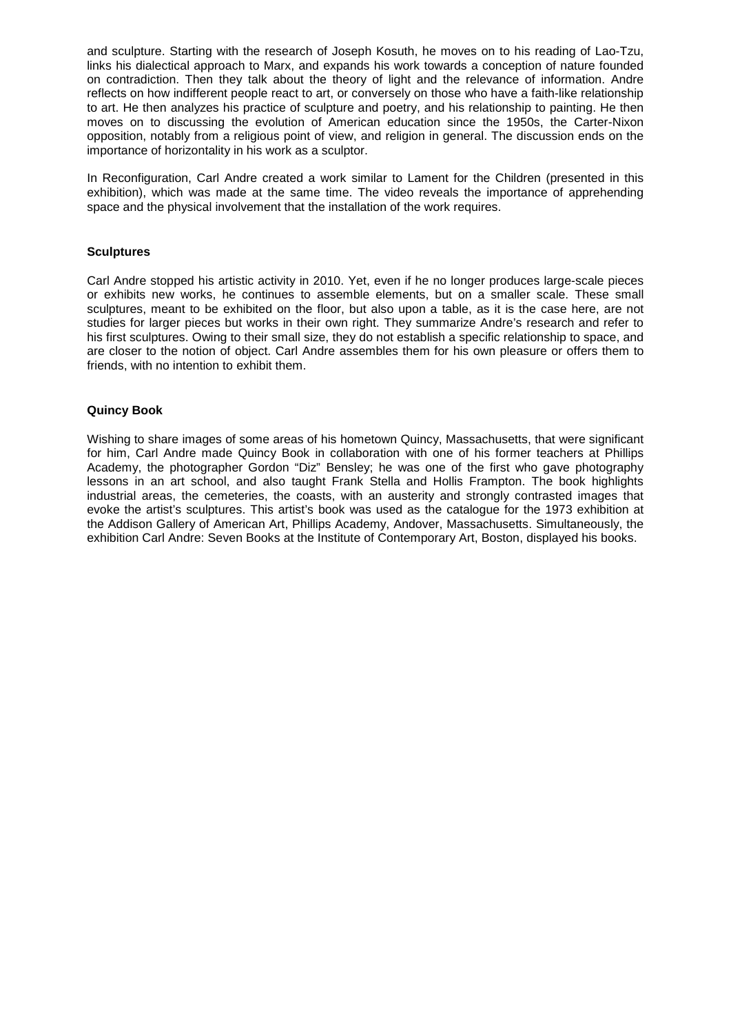and sculpture. Starting with the research of Joseph Kosuth, he moves on to his reading of Lao-Tzu, links his dialectical approach to Marx, and expands his work towards a conception of nature founded on contradiction. Then they talk about the theory of light and the relevance of information. Andre reflects on how indifferent people react to art, or conversely on those who have a faith-like relationship to art. He then analyzes his practice of sculpture and poetry, and his relationship to painting. He then moves on to discussing the evolution of American education since the 1950s, the Carter-Nixon opposition, notably from a religious point of view, and religion in general. The discussion ends on the importance of horizontality in his work as a sculptor.

In Reconfiguration, Carl Andre created a work similar to Lament for the Children (presented in this exhibition), which was made at the same time. The video reveals the importance of apprehending space and the physical involvement that the installation of the work requires.

**Sculptures**

Carl Andre stopped his artistic activity in 2010. Yet, even if he no longer produces large-scale pieces or exhibits new works, he continues to assemble elements, but on a smaller scale. These small sculptures, meant to be exhibited on the floor, but also upon a table, as it is the case here, are not studies for larger pieces but works in their own right. They summarize Andre's research and refer to his first sculptures. Owing to their small size, they do not establish a specific relationship to space, and are closer to the notion of object. Carl Andre assembles them for his own pleasure or offers them to friends, with no intention to exhibit them.

**Quincy Book**

Wishing to share images of some areas of his hometown Quincy, Massachusetts, that were significant for him, Carl Andre made Quincy Book in collaboration with one of his former teachers at Phillips Academy, the photographer Gordon "Diz" Bensley; he was one of the first who gave photography lessons in an art school, and also taught Frank Stella and Hollis Frampton. The book highlights industrial areas, the cemeteries, the coasts, with an austerity and strongly contrasted images that evoke the artist's sculptures. This artist's book was used as the catalogue for the 1973 exhibition at the Addison Gallery of American Art, Phillips Academy, Andover, Massachusetts. Simultaneously, the exhibition Carl Andre: Seven Books at the Institute of Contemporary Art, Boston, displayed his books.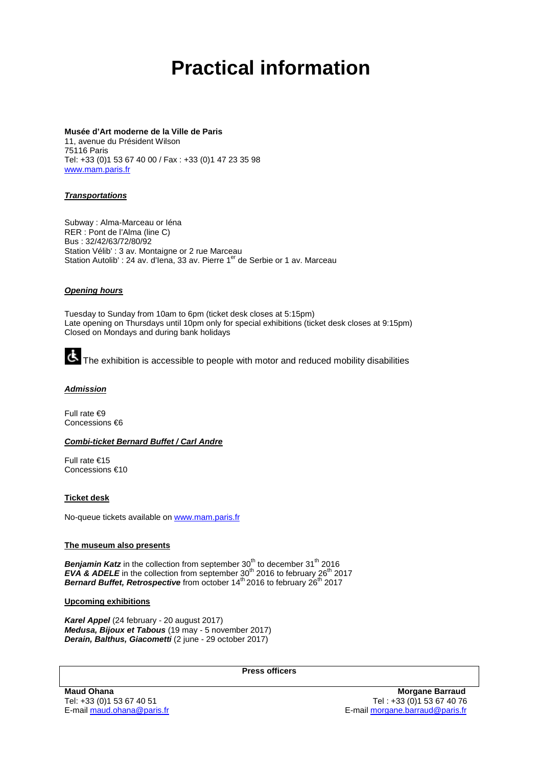# Practical information

**Musée d'Art moderne de la Ville de Paris**
11, avenue du Président Wilson
75116 Paris
Tel: +33 (0)1 53 67 40 00 / Fax : +33 (0)1 47 23 35 98
www.mam.paris.fr

***Transportations***

Subway : Alma-Marceau or Iéna
RER : Pont de l'Alma (line C)
Bus : 32/42/63/72/80/92
Station Vélib' : 3 av. Montaigne or 2 rue Marceau
Station Autolib' : 24 av. d'Iena, 33 av. Pierre 1er de Serbie or 1 av. Marceau

***Opening hours***

Tuesday to Sunday from 10am to 6pm (ticket desk closes at 5:15pm)
Late opening on Thursdays until 10pm only for special exhibitions (ticket desk closes at 9:15pm)
Closed on Mondays and during bank holidays

The exhibition is accessible to people with motor and reduced mobility disabilities

***Admission***

Full rate €9
Concessions €6

***Combi-ticket Bernard Buffet / Carl Andre***

Full rate €15
Concessions €10

**Ticket desk**

No-queue tickets available on www.mam.paris.fr

**The museum also presents**

***Benjamin Katz*** in the collection from september 30th to december 31th 2016
***EVA & ADELE*** in the collection from september 30th 2016 to february 26th 2017
***Bernard Buffet, Retrospective*** from october 14th 2016 to february 26th 2017

**Upcoming exhibitions**

***Karel Appel*** (24 february - 20 august 2017)
***Medusa, Bijoux et Tabous*** (19 may - 5 november 2017)
***Derain, Balthus, Giacometti*** (2 june - 29 october 2017)

**Press officers**

**Maud Ohana**
Tel: +33 (0)1 53 67 40 51
E-mail maud.ohana@paris.fr

**Morgane Barraud**
Tel : +33 (0)1 53 67 40 76
E-mail morgane.barraud@paris.fr